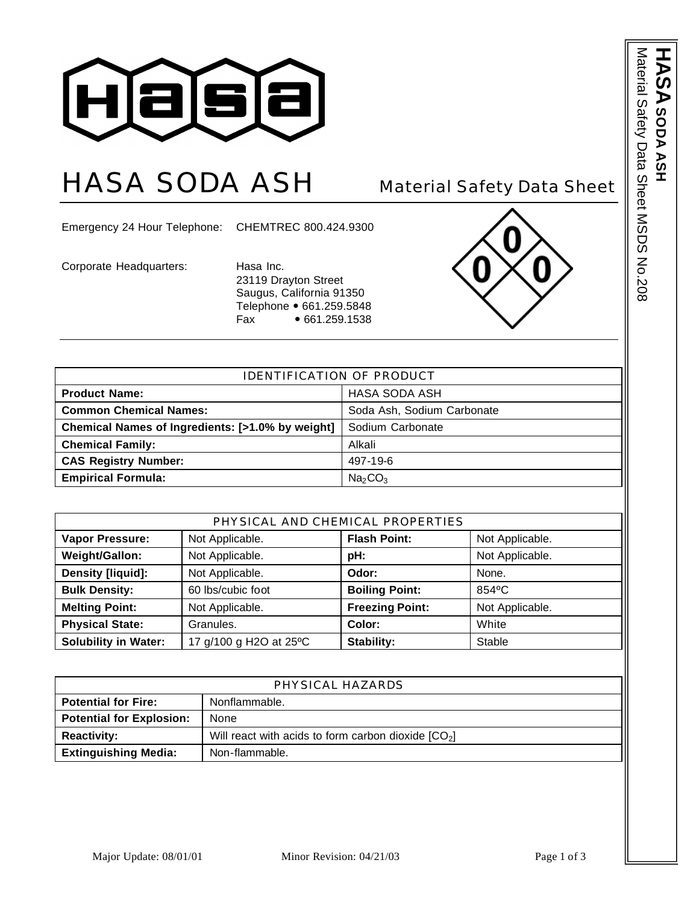# HASA SODA ASH

## Material Safety Data Sheet

Emergency 24 Hour Telephone: CHEMTREC 800.424.9300

Corporate Headquarters: Hasa Inc.
23119 Drayton Street
Saugus, California 91350
Telephone • 661.259.5848
Fax • 661.259.1538

0 0 0

HASA SODA ASH
Material Safety Data Sheet MSDS No.208

| IDENTIFICATION OF PRODUCT | |
|---|---|
| **Product Name:** | HASA SODA ASH |
| **Common Chemical Names:** | Soda Ash, Sodium Carbonate |
| **Chemical Names of Ingredients: [>1.0% by weight]** | Sodium Carbonate |
| **Chemical Family:** | Alkali |
| **CAS Registry Number:** | 497-19-6 |
| **Empirical Formula:** | $Na_2CO_3$ |

| PHYSICAL AND CHEMICAL PROPERTIES | | | |
|---|---|---|---|
| **Vapor Pressure:** | Not Applicable. | **Flash Point:** | Not Applicable. |
| **Weight/Gallon:** | Not Applicable. | **pH:** | Not Applicable. |
| **Density [liquid]:** | Not Applicable. | **Odor:** | None. |
| **Bulk Density:** | 60 lbs/cubic foot | **Boiling Point:** | 854ºC |
| **Melting Point:** | Not Applicable. | **Freezing Point:** | Not Applicable. |
| **Physical State:** | Granules. | **Color:** | White |
| **Solubility in Water:** | 17 g/100 g H2O at 25ºC | **Stability:** | Stable |

| PHYSICAL HAZARDS | |
|---|---|
| **Potential for Fire:** | Nonflammable. |
| **Potential for Explosion:** | None |
| **Reactivity:** | Will react with acids to form carbon dioxide [$CO_2$] |
| **Extinguishing Media:** | Non-flammable. |

Major Update: 08/01/01 Minor Revision: 04/21/03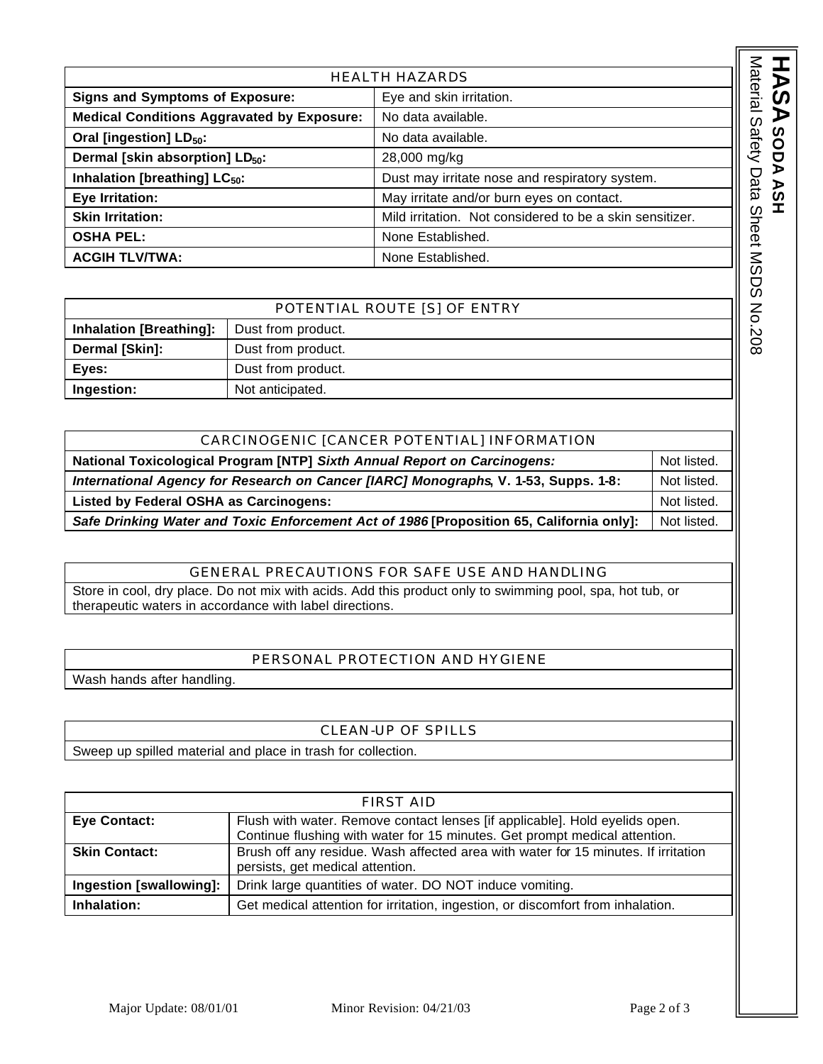| HEALTH HAZARDS | |
|---|---|
| **Signs and Symptoms of Exposure:** | Eye and skin irritation. |
| **Medical Conditions Aggravated by Exposure:** | No data available. |
| **Oral [ingestion] $LD_{50}$:** | No data available. |
| **Dermal [skin absorption] $LD_{50}$:** | 28,000 mg/kg |
| **Inhalation [breathing] $LC_{50}$:** | Dust may irritate nose and respiratory system. |
| **Eye Irritation:** | May irritate and/or burn eyes on contact. |
| **Skin Irritation:** | Mild irritation. Not considered to be a skin sensitizer. |
| **OSHA PEL:** | None Established. |
| **ACGIH TLV/TWA:** | None Established. |

| POTENTIAL ROUTE [S] OF ENTRY | |
|---|---|
| **Inhalation [Breathing]:** | Dust from product. |
| **Dermal [Skin]:** | Dust from product. |
| **Eyes:** | Dust from product. |
| **Ingestion:** | Not anticipated. |

| CARCINOGENIC [CANCER POTENTIAL] INFORMATION | |
|---|---|
| **National Toxicological Program [NTP]** ***Sixth Annual Report on Carcinogens:*** | Not listed. |
| ***International Agency for Research on Cancer [IARC] Monographs*, V. 1-53, Supps. 1-8:** | Not listed. |
| **Listed by Federal OSHA as Carcinogens:** | Not listed. |
| ***Safe Drinking Water and Toxic Enforcement Act of 1986*** **[Proposition 65, California only]:** | Not listed. |

## GENERAL PRECAUTIONS FOR SAFE USE AND HANDLING

Store in cool, dry place. Do not mix with acids. Add this product only to swimming pool, spa, hot tub, or therapeutic waters in accordance with label directions.

## PERSONAL PROTECTION AND HYGIENE

Wash hands after handling.

## CLEAN-UP OF SPILLS

Sweep up spilled material and place in trash for collection.

| FIRST AID | |
|---|---|
| **Eye Contact:** | Flush with water. Remove contact lenses [if applicable]. Hold eyelids open. Continue flushing with water for 15 minutes. Get prompt medical attention. |
| **Skin Contact:** | Brush off any residue. Wash affected area with water for 15 minutes. If irritation persists, get medical attention. |
| **Ingestion [swallowing]:** | Drink large quantities of water. DO NOT induce vomiting. |
| **Inhalation:** | Get medical attention for irritation, ingestion, or discomfort from inhalation. |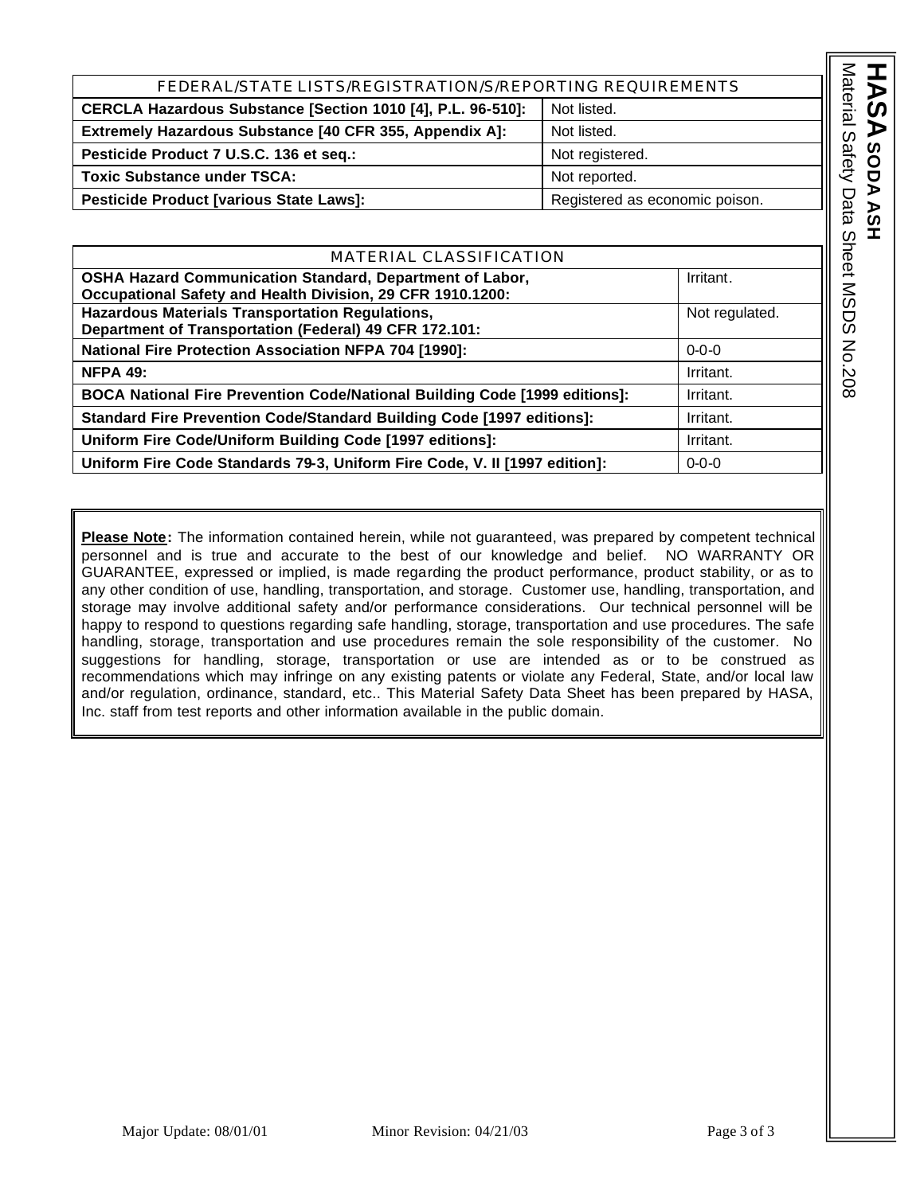| FEDERAL/STATE LISTS/REGISTRATION/S/REPORTING REQUIREMENTS | |
|---|---|
| **CERCLA Hazardous Substance [Section 1010 [4], P.L. 96-510]:** | Not listed. |
| **Extremely Hazardous Substance [40 CFR 355, Appendix A]:** | Not listed. |
| **Pesticide Product 7 U.S.C. 136 et seq.:** | Not registered. |
| **Toxic Substance under TSCA:** | Not reported. |
| **Pesticide Product [various State Laws]:** | Registered as economic poison. |

| MATERIAL CLASSIFICATION | |
|---|---|
| **OSHA Hazard Communication Standard, Department of Labor, Occupational Safety and Health Division, 29 CFR 1910.1200:** | Irritant. |
| **Hazardous Materials Transportation Regulations, Department of Transportation (Federal) 49 CFR 172.101:** | Not regulated. |
| **National Fire Protection Association NFPA 704 [1990]:** | 0-0-0 |
| **NFPA 49:** | Irritant. |
| **BOCA National Fire Prevention Code/National Building Code [1999 editions]:** | Irritant. |
| **Standard Fire Prevention Code/Standard Building Code [1997 editions]:** | Irritant. |
| **Uniform Fire Code/Uniform Building Code [1997 editions]:** | Irritant. |
| **Uniform Fire Code Standards 79-3, Uniform Fire Code, V. II [1997 edition]:** | 0-0-0 |

**Please Note:** The information contained herein, while not guaranteed, was prepared by competent technical personnel and is true and accurate to the best of our knowledge and belief. NO WARRANTY OR GUARANTEE, expressed or implied, is made regarding the product performance, product stability, or as to any other condition of use, handling, transportation, and storage. Customer use, handling, transportation, and storage may involve additional safety and/or performance considerations. Our technical personnel will be happy to respond to questions regarding safe handling, storage, transportation and use procedures. The safe handling, storage, transportation and use procedures remain the sole responsibility of the customer. No suggestions for handling, storage, transportation or use are intended as or to be construed as recommendations which may infringe on any existing patents or violate any Federal, State, and/or local law and/or regulation, ordinance, standard, etc.. This Material Safety Data Sheet has been prepared by HASA, Inc. staff from test reports and other information available in the public domain.

Major Update: 08/01/01 Minor Revision: 04/21/03